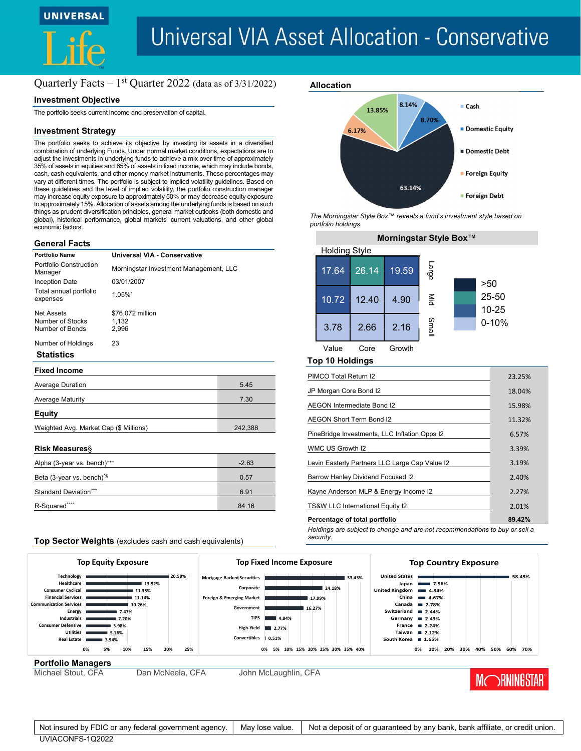# Universal VIA Asset Allocation - Conservative

Quarterly Facts – 1st Quarter 2022 (data as of 3/31/2022)

## Investment Objective

The portfolio seeks current income and preservation of capital.

## Investment Strategy

The portfolio seeks to achieve its objective by investing its assets in a diversified combination of underlying Funds. Under normal market conditions, expectations are to adjust the investments in underlying funds to achieve a mix over time of approximately 35% of assets in equities and 65% of assets in fixed income, which may include bonds, cash, cash equivalents, and other money market instruments. These percentages may vary at different times. The portfolio is subject to implied volatility guidelines. Based on these guidelines and the level of implied volatility, the portfolio construction manager may increase equity exposure to approximately 50% or may decrease equity exposure to approximately 15%. Allocation of assets among the underlying funds is based on such things as prudent diversification principles, general market outlooks (both domestic and global), historical performance, global markets' current valuations, and other global economic factors.

## General Facts

| | |
|---|---|
| Portfolio Name | **Universal VIA - Conservative** |
| Portfolio Construction Manager | Morningstar Investment Management, LLC |
| Inception Date | 03/01/2007 |
| Total annual portfolio expenses | 1.05%[1] |
| Net Assets | $76.072 million |
| Number of Stocks | 1,132 |
| Number of Bonds | 2,996 |
| Number of Holdings | 23 |

## Statistics

### Fixed Income

| | |
|---|---|
| Average Duration | 5.45 |
| Average Maturity | 7.30 |

### Equity

| | |
|---|---|
| Weighted Avg. Market Cap ($ Millions) | 242,388 |

### Risk Measures§

| | |
|---|---|
| Alpha (3-year vs. bench)+++ | -2.63 |
| Beta (3-year vs. bench)^§ | 0.57 |
| Standard Deviation^^^ | 6.91 |
| R-Squared^^^^ | 84.16 |

## Allocation

| Asset Class | % |
|---|---|
| Cash | 8.14% |
| Domestic Equity | 8.70% |
| Domestic Debt | 63.14% |
| Foreign Equity | 6.17% |
| Foreign Debt | 13.85% |

*The Morningstar Style Box™ reveals a fund's investment style based on portfolio holdings*

## Morningstar Style Box™

Holding Style

| | Value | Core | Growth |
|---|---|---|---|
| Large | 17.64 | 26.14 | 19.59 |
| Mid | 10.72 | 12.40 | 4.90 |
| Small | 3.78 | 2.66 | 2.16 |

Legend: >50, 25-50, 10-25, 0-10%

## Top 10 Holdings

| Holding | % |
|---|---|
| PIMCO Total Return I2 | 23.25% |
| JP Morgan Core Bond I2 | 18.04% |
| AEGON Intermediate Bond I2 | 15.98% |
| AEGON Short Term Bond I2 | 11.32% |
| PineBridge Investments, LLC Inflation Opps I2 | 6.57% |
| WMC US Growth I2 | 3.39% |
| Levin Easterly Partners LLC Large Cap Value I2 | 3.19% |
| Barrow Hanley Dividend Focused I2 | 2.40% |
| Kayne Anderson MLP & Energy Income I2 | 2.27% |
| TS&W LLC International Equity I2 | 2.01% |
| **Percentage of total portfolio** | **89.42%** |

*Holdings are subject to change and are not recommendations to buy or sell a security.*

## Top Sector Weights (excludes cash and cash equivalents)

### Top Equity Exposure

| Sector | % |
|---|---|
| Technology | 20.58% |
| Healthcare | 13.52% |
| Consumer Cyclical | 11.35% |
| Financial Services | 11.14% |
| Communication Services | 10.26% |
| Energy | 7.47% |
| Industrials | 7.20% |
| Consumer Defensive | 5.98% |
| Utilities | 5.16% |
| Real Estate | 3.94% |

### Top Fixed Income Exposure

| Sector | % |
|---|---|
| Mortgage-Backed Securities | 33.43% |
| Corporate | 24.18% |
| Foreign & Emerging Market | 17.99% |
| Government | 16.27% |
| TIPS | 4.84% |
| High-Yield | 2.77% |
| Convertibles | 0.51% |

### Top Country Exposure

| Country | % |
|---|---|
| United States | 58.45% |
| Japan | 7.56% |
| United Kingdom | 4.84% |
| China | 4.67% |
| Canada | 2.78% |
| Switzerland | 2.44% |
| Germany | 2.43% |
| France | 2.24% |
| Taiwan | 2.12% |
| South Korea | 1.65% |

## Portfolio Managers

Michael Stout, CFA — Dan McNeela, CFA — John McLaughlin, CFA

MORNINGSTAR®

| Not insured by FDIC or any federal government agency. | May lose value. | Not a deposit of or guaranteed by any bank, bank affiliate, or credit union. |
|---|---|---|

UVIACONFS-1Q2022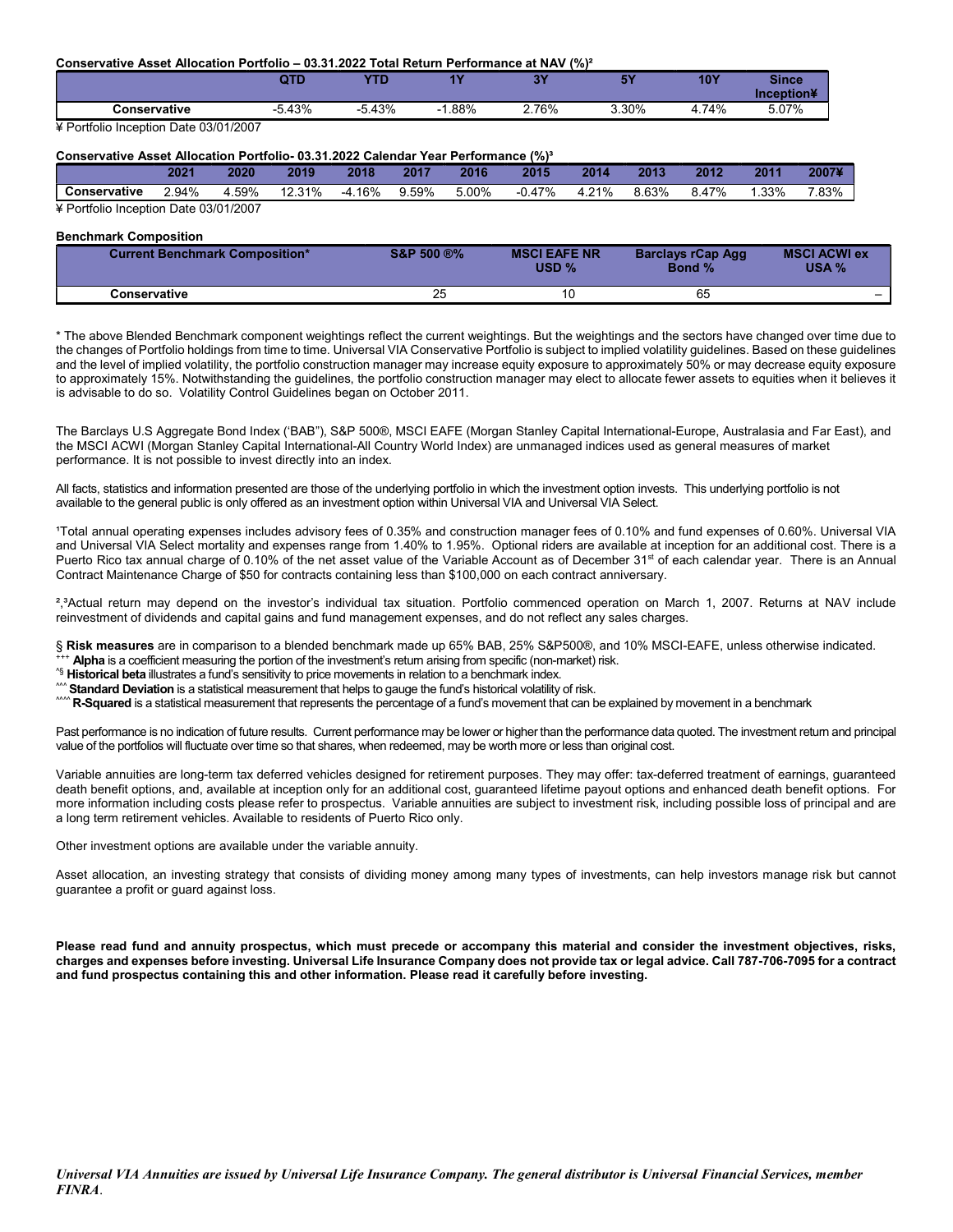**Conservative Asset Allocation Portfolio – 03.31.2022 Total Return Performance at NAV (%)²**

| | QTD | YTD | 1Y | 3Y | 5Y | 10Y | Since Inception¥ |
|---|---|---|---|---|---|---|---|
| **Conservative** | -5.43% | -5.43% | -1.88% | 2.76% | 3.30% | 4.74% | 5.07% |

¥ Portfolio Inception Date 03/01/2007

**Conservative Asset Allocation Portfolio- 03.31.2022 Calendar Year Performance (%)³**

| | 2021 | 2020 | 2019 | 2018 | 2017 | 2016 | 2015 | 2014 | 2013 | 2012 | 2011 | 2007¥ |
|---|---|---|---|---|---|---|---|---|---|---|---|---|
| **Conservative** | 2.94% | 4.59% | 12.31% | -4.16% | 9.59% | 5.00% | -0.47% | 4.21% | 8.63% | 8.47% | 1.33% | 7.83% |

¥ Portfolio Inception Date 03/01/2007

**Benchmark Composition**

| Current Benchmark Composition* | S&P 500 ®% | MSCI EAFE NR USD % | Barclays rCap Agg Bond % | MSCI ACWI ex USA % |
|---|---|---|---|---|
| **Conservative** | 25 | 10 | 65 | – |

* The above Blended Benchmark component weightings reflect the current weightings. But the weightings and the sectors have changed over time due to the changes of Portfolio holdings from time to time. Universal VIA Conservative Portfolio is subject to implied volatility guidelines. Based on these guidelines and the level of implied volatility, the portfolio construction manager may increase equity exposure to approximately 50% or may decrease equity exposure to approximately 15%. Notwithstanding the guidelines, the portfolio construction manager may elect to allocate fewer assets to equities when it believes it is advisable to do so. Volatility Control Guidelines began on October 2011.

The Barclays U.S Aggregate Bond Index ('BAB"), S&P 500®, MSCI EAFE (Morgan Stanley Capital International-Europe, Australasia and Far East), and the MSCI ACWI (Morgan Stanley Capital International-All Country World Index) are unmanaged indices used as general measures of market performance. It is not possible to invest directly into an index.

All facts, statistics and information presented are those of the underlying portfolio in which the investment option invests. This underlying portfolio is not available to the general public is only offered as an investment option within Universal VIA and Universal VIA Select.

¹Total annual operating expenses includes advisory fees of 0.35% and construction manager fees of 0.10% and fund expenses of 0.60%. Universal VIA and Universal VIA Select mortality and expenses range from 1.40% to 1.95%. Optional riders are available at inception for an additional cost. There is a Puerto Rico tax annual charge of 0.10% of the net asset value of the Variable Account as of December 31st of each calendar year. There is an Annual Contract Maintenance Charge of $50 for contracts containing less than $100,000 on each contract anniversary.

²,³Actual return may depend on the investor's individual tax situation. Portfolio commenced operation on March 1, 2007. Returns at NAV include reinvestment of dividends and capital gains and fund management expenses, and do not reflect any sales charges.

§ **Risk measures** are in comparison to a blended benchmark made up 65% BAB, 25% S&P500®, and 10% MSCI-EAFE, unless otherwise indicated.
+++ **Alpha** is a coefficient measuring the portion of the investment's return arising from specific (non-market) risk.
^§ **Historical beta** illustrates a fund's sensitivity to price movements in relation to a benchmark index.
^^^ **Standard Deviation** is a statistical measurement that helps to gauge the fund's historical volatility of risk.
^^^^ **R-Squared** is a statistical measurement that represents the percentage of a fund's movement that can be explained by movement in a benchmark

Past performance is no indication of future results. Current performance may be lower or higher than the performance data quoted. The investment return and principal value of the portfolios will fluctuate over time so that shares, when redeemed, may be worth more or less than original cost.

Variable annuities are long-term tax deferred vehicles designed for retirement purposes. They may offer: tax-deferred treatment of earnings, guaranteed death benefit options, and, available at inception only for an additional cost, guaranteed lifetime payout options and enhanced death benefit options. For more information including costs please refer to prospectus. Variable annuities are subject to investment risk, including possible loss of principal and are a long term retirement vehicles. Available to residents of Puerto Rico only.

Other investment options are available under the variable annuity.

Asset allocation, an investing strategy that consists of dividing money among many types of investments, can help investors manage risk but cannot guarantee a profit or guard against loss.

**Please read fund and annuity prospectus, which must precede or accompany this material and consider the investment objectives, risks, charges and expenses before investing. Universal Life Insurance Company does not provide tax or legal advice. Call 787-706-7095 for a contract and fund prospectus containing this and other information. Please read it carefully before investing.**

*Universal VIA Annuities are issued by Universal Life Insurance Company. The general distributor is Universal Financial Services, member FINRA.*